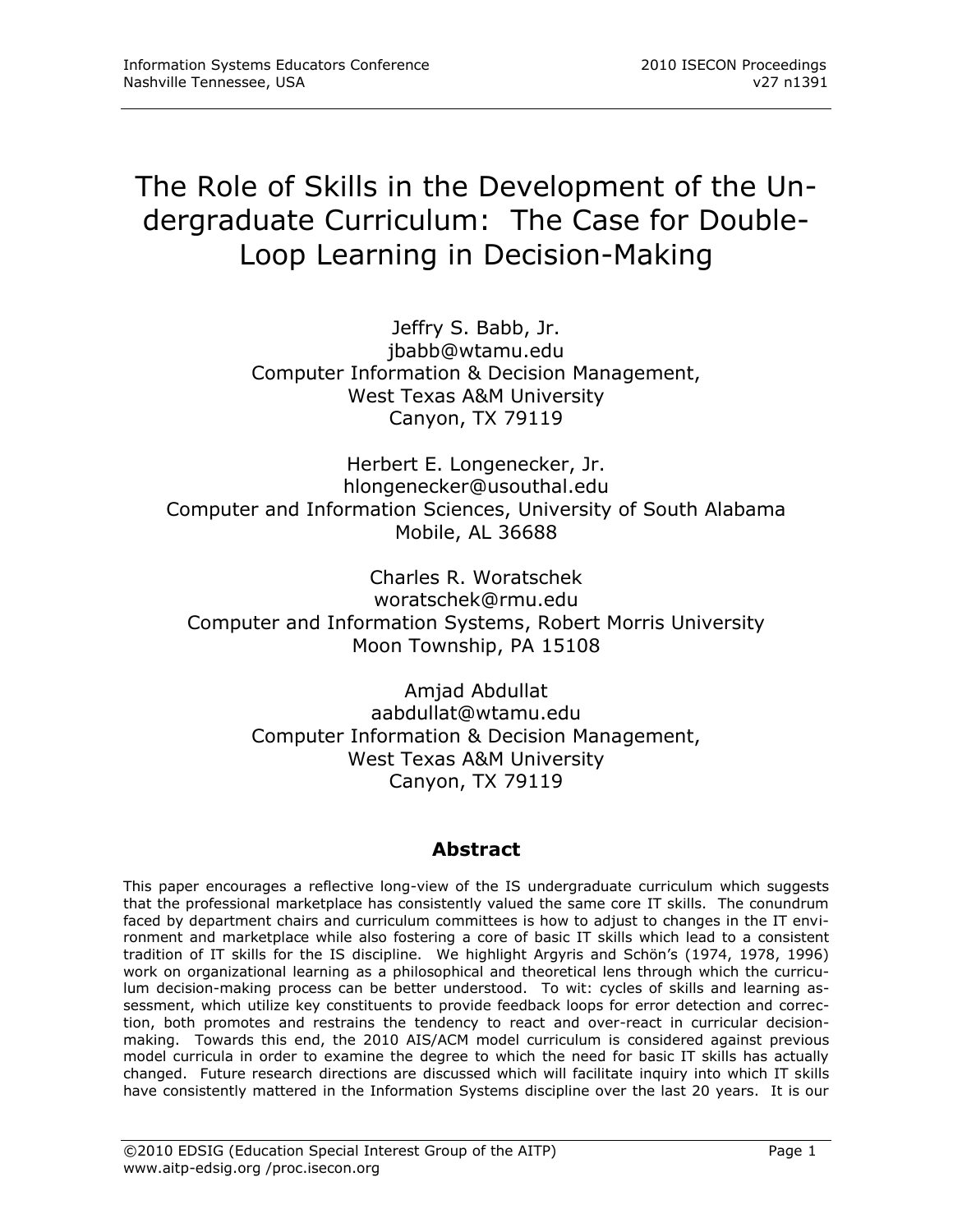# The Role of Skills in the Development of the Undergraduate Curriculum: The Case for Double-Loop Learning in Decision-Making

Jeffry S. Babb, Jr.
jbabb@wtamu.edu
Computer Information & Decision Management,
West Texas A&M University
Canyon, TX 79119

Herbert E. Longenecker, Jr.
hlongenecker@usouthal.edu
Computer and Information Sciences, University of South Alabama
Mobile, AL 36688

Charles R. Woratschek
woratschek@rmu.edu
Computer and Information Systems, Robert Morris University
Moon Township, PA 15108

Amjad Abdullat
aabdullat@wtamu.edu
Computer Information & Decision Management,
West Texas A&M University
Canyon, TX 79119

## Abstract

This paper encourages a reflective long-view of the IS undergraduate curriculum which suggests that the professional marketplace has consistently valued the same core IT skills. The conundrum faced by department chairs and curriculum committees is how to adjust to changes in the IT environment and marketplace while also fostering a core of basic IT skills which lead to a consistent tradition of IT skills for the IS discipline. We highlight Argyris and Schön's (1974, 1978, 1996) work on organizational learning as a philosophical and theoretical lens through which the curriculum decision-making process can be better understood. To wit: cycles of skills and learning assessment, which utilize key constituents to provide feedback loops for error detection and correction, both promotes and restrains the tendency to react and over-react in curricular decision-making. Towards this end, the 2010 AIS/ACM model curriculum is considered against previous model curricula in order to examine the degree to which the need for basic IT skills has actually changed. Future research directions are discussed which will facilitate inquiry into which IT skills have consistently mattered in the Information Systems discipline over the last 20 years. It is our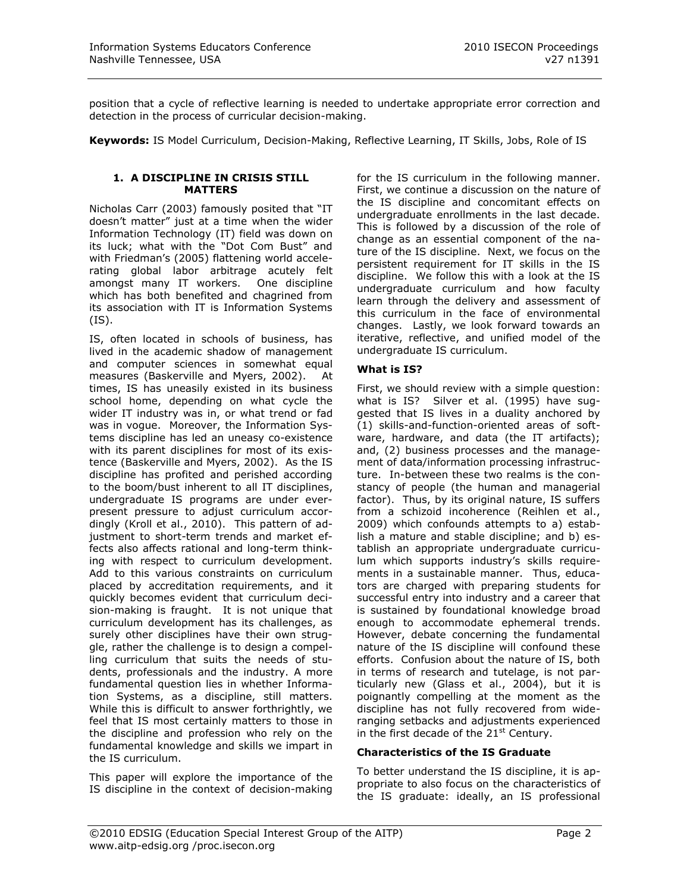position that a cycle of reflective learning is needed to undertake appropriate error correction and detection in the process of curricular decision-making.

**Keywords:** IS Model Curriculum, Decision-Making, Reflective Learning, IT Skills, Jobs, Role of IS

## 1. A DISCIPLINE IN CRISIS STILL MATTERS

Nicholas Carr (2003) famously posited that "IT doesn't matter" just at a time when the wider Information Technology (IT) field was down on its luck; what with the "Dot Com Bust" and with Friedman's (2005) flattening world accelerating global labor arbitrage acutely felt amongst many IT workers. One discipline which has both benefited and chagrined from its association with IT is Information Systems (IS).

IS, often located in schools of business, has lived in the academic shadow of management and computer sciences in somewhat equal measures (Baskerville and Myers, 2002). At times, IS has uneasily existed in its business school home, depending on what cycle the wider IT industry was in, or what trend or fad was in vogue. Moreover, the Information Systems discipline has led an uneasy co-existence with its parent disciplines for most of its existence (Baskerville and Myers, 2002). As the IS discipline has profited and perished according to the boom/bust inherent to all IT disciplines, undergraduate IS programs are under ever-present pressure to adjust curriculum accordingly (Kroll et al., 2010). This pattern of adjustment to short-term trends and market effects also affects rational and long-term thinking with respect to curriculum development. Add to this various constraints on curriculum placed by accreditation requirements, and it quickly becomes evident that curriculum decision-making is fraught. It is not unique that curriculum development has its challenges, as surely other disciplines have their own struggle, rather the challenge is to design a compelling curriculum that suits the needs of students, professionals and the industry. A more fundamental question lies in whether Information Systems, as a discipline, still matters. While this is difficult to answer forthrightly, we feel that IS most certainly matters to those in the discipline and profession who rely on the fundamental knowledge and skills we impart in the IS curriculum.

This paper will explore the importance of the IS discipline in the context of decision-making for the IS curriculum in the following manner. First, we continue a discussion on the nature of the IS discipline and concomitant effects on undergraduate enrollments in the last decade. This is followed by a discussion of the role of change as an essential component of the nature of the IS discipline. Next, we focus on the persistent requirement for IT skills in the IS discipline. We follow this with a look at the IS undergraduate curriculum and how faculty learn through the delivery and assessment of this curriculum in the face of environmental changes. Lastly, we look forward towards an iterative, reflective, and unified model of the undergraduate IS curriculum.

### What is IS?

First, we should review with a simple question: what is IS? Silver et al. (1995) have suggested that IS lives in a duality anchored by (1) skills-and-function-oriented areas of software, hardware, and data (the IT artifacts); and, (2) business processes and the management of data/information processing infrastructure. In-between these two realms is the constancy of people (the human and managerial factor). Thus, by its original nature, IS suffers from a schizoid incoherence (Reihlen et al., 2009) which confounds attempts to a) establish a mature and stable discipline; and b) establish an appropriate undergraduate curriculum which supports industry's skills requirements in a sustainable manner. Thus, educators are charged with preparing students for successful entry into industry and a career that is sustained by foundational knowledge broad enough to accommodate ephemeral trends. However, debate concerning the fundamental nature of the IS discipline will confound these efforts. Confusion about the nature of IS, both in terms of research and tutelage, is not particularly new (Glass et al., 2004), but it is poignantly compelling at the moment as the discipline has not fully recovered from wide-ranging setbacks and adjustments experienced in the first decade of the 21st Century.

### Characteristics of the IS Graduate

To better understand the IS discipline, it is appropriate to also focus on the characteristics of the IS graduate: ideally, an IS professional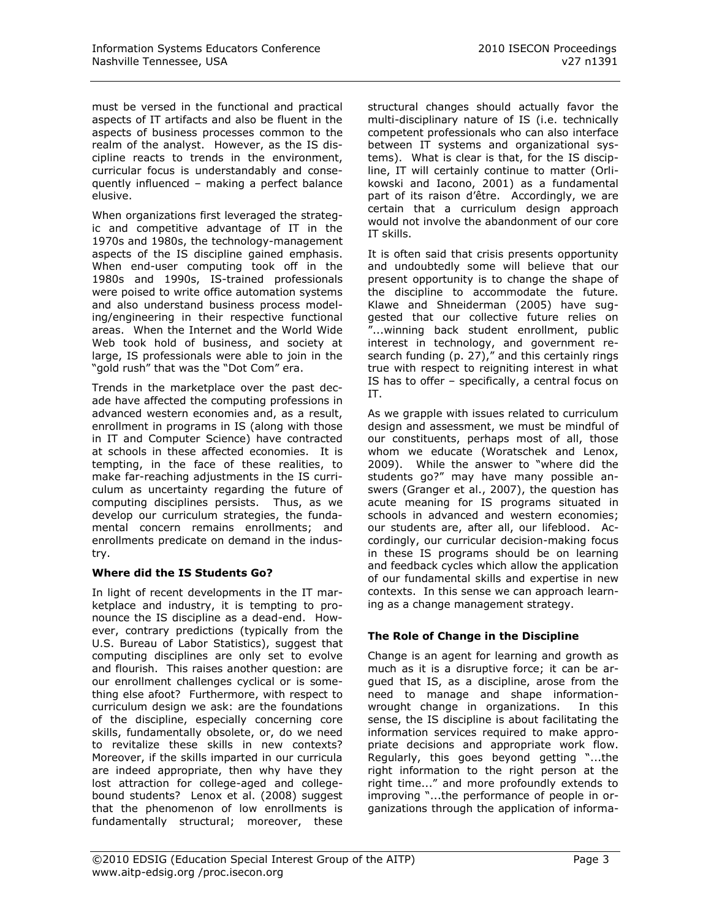must be versed in the functional and practical aspects of IT artifacts and also be fluent in the aspects of business processes common to the realm of the analyst. However, as the IS discipline reacts to trends in the environment, curricular focus is understandably and consequently influenced – making a perfect balance elusive.

When organizations first leveraged the strategic and competitive advantage of IT in the 1970s and 1980s, the technology-management aspects of the IS discipline gained emphasis. When end-user computing took off in the 1980s and 1990s, IS-trained professionals were poised to write office automation systems and also understand business process modeling/engineering in their respective functional areas. When the Internet and the World Wide Web took hold of business, and society at large, IS professionals were able to join in the "gold rush" that was the "Dot Com" era.

Trends in the marketplace over the past decade have affected the computing professions in advanced western economies and, as a result, enrollment in programs in IS (along with those in IT and Computer Science) have contracted at schools in these affected economies. It is tempting, in the face of these realities, to make far-reaching adjustments in the IS curriculum as uncertainty regarding the future of computing disciplines persists. Thus, as we develop our curriculum strategies, the fundamental concern remains enrollments; and enrollments predicate on demand in the industry.

**Where did the IS Students Go?**

In light of recent developments in the IT marketplace and industry, it is tempting to pronounce the IS discipline as a dead-end. However, contrary predictions (typically from the U.S. Bureau of Labor Statistics), suggest that computing disciplines are only set to evolve and flourish. This raises another question: are our enrollment challenges cyclical or is something else afoot? Furthermore, with respect to curriculum design we ask: are the foundations of the discipline, especially concerning core skills, fundamentally obsolete, or, do we need to revitalize these skills in new contexts? Moreover, if the skills imparted in our curricula are indeed appropriate, then why have they lost attraction for college-aged and college-bound students? Lenox et al. (2008) suggest that the phenomenon of low enrollments is fundamentally structural; moreover, these structural changes should actually favor the multi-disciplinary nature of IS (i.e. technically competent professionals who can also interface between IT systems and organizational systems). What is clear is that, for the IS discipline, IT will certainly continue to matter (Orlikowski and Iacono, 2001) as a fundamental part of its raison d'être. Accordingly, we are certain that a curriculum design approach would not involve the abandonment of our core IT skills.

It is often said that crisis presents opportunity and undoubtedly some will believe that our present opportunity is to change the shape of the discipline to accommodate the future. Klawe and Shneiderman (2005) have suggested that our collective future relies on "...winning back student enrollment, public interest in technology, and government research funding (p. 27)," and this certainly rings true with respect to reigniting interest in what IS has to offer – specifically, a central focus on IT.

As we grapple with issues related to curriculum design and assessment, we must be mindful of our constituents, perhaps most of all, those whom we educate (Woratschek and Lenox, 2009). While the answer to "where did the students go?" may have many possible answers (Granger et al., 2007), the question has acute meaning for IS programs situated in schools in advanced and western economies; our students are, after all, our lifeblood. Accordingly, our curricular decision-making focus in these IS programs should be on learning and feedback cycles which allow the application of our fundamental skills and expertise in new contexts. In this sense we can approach learning as a change management strategy.

**The Role of Change in the Discipline**

Change is an agent for learning and growth as much as it is a disruptive force; it can be argued that IS, as a discipline, arose from the need to manage and shape information-wrought change in organizations. In this sense, the IS discipline is about facilitating the information services required to make appropriate decisions and appropriate work flow. Regularly, this goes beyond getting "...the right information to the right person at the right time..." and more profoundly extends to improving "...the performance of people in organizations through the application of informa-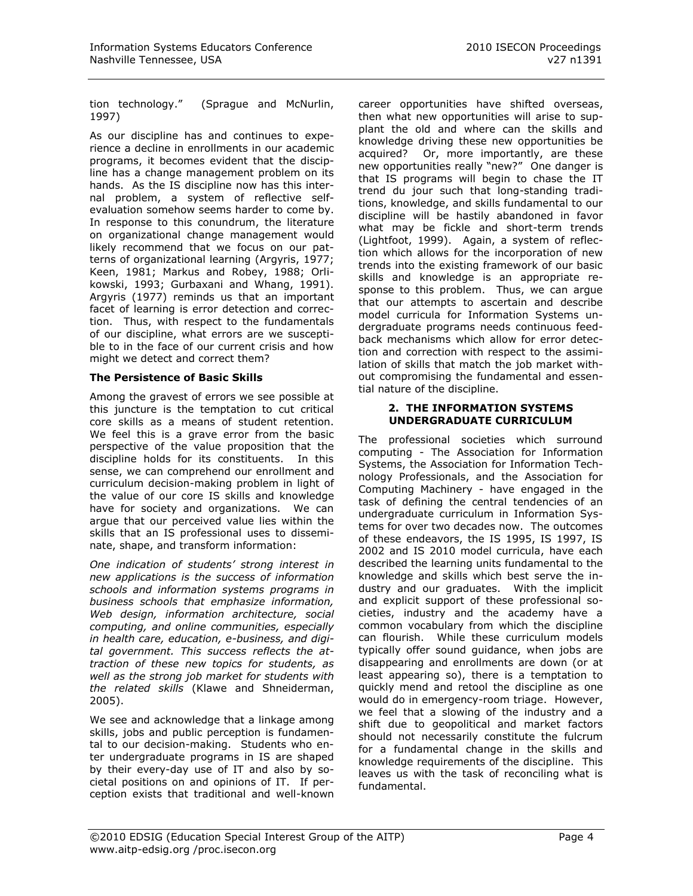tion technology." (Sprague and McNurlin, 1997)

As our discipline has and continues to experience a decline in enrollments in our academic programs, it becomes evident that the discipline has a change management problem on its hands. As the IS discipline now has this internal problem, a system of reflective self-evaluation somehow seems harder to come by. In response to this conundrum, the literature on organizational change management would likely recommend that we focus on our patterns of organizational learning (Argyris, 1977; Keen, 1981; Markus and Robey, 1988; Orlikowski, 1993; Gurbaxani and Whang, 1991). Argyris (1977) reminds us that an important facet of learning is error detection and correction. Thus, with respect to the fundamentals of our discipline, what errors are we susceptible to in the face of our current crisis and how might we detect and correct them?

### The Persistence of Basic Skills

Among the gravest of errors we see possible at this juncture is the temptation to cut critical core skills as a means of student retention. We feel this is a grave error from the basic perspective of the value proposition that the discipline holds for its constituents. In this sense, we can comprehend our enrollment and curriculum decision-making problem in light of the value of our core IS skills and knowledge have for society and organizations. We can argue that our perceived value lies within the skills that an IS professional uses to disseminate, shape, and transform information:

*One indication of students' strong interest in new applications is the success of information schools and information systems programs in business schools that emphasize information, Web design, information architecture, social computing, and online communities, especially in health care, education, e-business, and digital government. This success reflects the attraction of these new topics for students, as well as the strong job market for students with the related skills* (Klawe and Shneiderman, 2005).

We see and acknowledge that a linkage among skills, jobs and public perception is fundamental to our decision-making. Students who enter undergraduate programs in IS are shaped by their every-day use of IT and also by societal positions on and opinions of IT. If perception exists that traditional and well-known career opportunities have shifted overseas, then what new opportunities will arise to supplant the old and where can the skills and knowledge driving these new opportunities be acquired? Or, more importantly, are these new opportunities really "new?" One danger is that IS programs will begin to chase the IT trend du jour such that long-standing traditions, knowledge, and skills fundamental to our discipline will be hastily abandoned in favor what may be fickle and short-term trends (Lightfoot, 1999). Again, a system of reflection which allows for the incorporation of new trends into the existing framework of our basic skills and knowledge is an appropriate response to this problem. Thus, we can argue that our attempts to ascertain and describe model curricula for Information Systems undergraduate programs needs continuous feedback mechanisms which allow for error detection and correction with respect to the assimilation of skills that match the job market without compromising the fundamental and essential nature of the discipline.

## 2. THE INFORMATION SYSTEMS UNDERGRADUATE CURRICULUM

The professional societies which surround computing - The Association for Information Systems, the Association for Information Technology Professionals, and the Association for Computing Machinery - have engaged in the task of defining the central tendencies of an undergraduate curriculum in Information Systems for over two decades now. The outcomes of these endeavors, the IS 1995, IS 1997, IS 2002 and IS 2010 model curricula, have each described the learning units fundamental to the knowledge and skills which best serve the industry and our graduates. With the implicit and explicit support of these professional societies, industry and the academy have a common vocabulary from which the discipline can flourish. While these curriculum models typically offer sound guidance, when jobs are disappearing and enrollments are down (or at least appearing so), there is a temptation to quickly mend and retool the discipline as one would do in emergency-room triage. However, we feel that a slowing of the industry and a shift due to geopolitical and market factors should not necessarily constitute the fulcrum for a fundamental change in the skills and knowledge requirements of the discipline. This leaves us with the task of reconciling what is fundamental.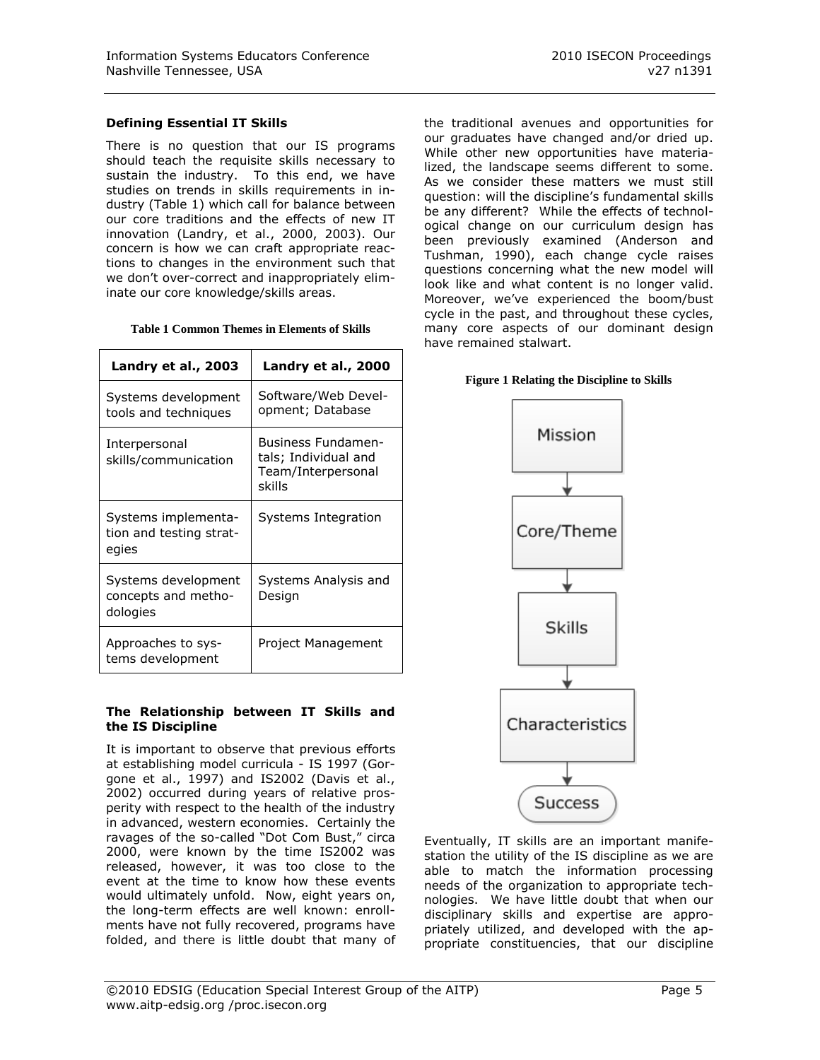### Defining Essential IT Skills

There is no question that our IS programs should teach the requisite skills necessary to sustain the industry. To this end, we have studies on trends in skills requirements in industry (Table 1) which call for balance between our core traditions and the effects of new IT innovation (Landry, et al., 2000, 2003). Our concern is how we can craft appropriate reactions to changes in the environment such that we don't over-correct and inappropriately eliminate our core knowledge/skills areas.

**Table 1 Common Themes in Elements of Skills**

| Landry et al., 2003 | Landry et al., 2000 |
|---|---|
| Systems development tools and techniques | Software/Web Development; Database |
| Interpersonal skills/communication | Business Fundamentals; Individual and Team/Interpersonal skills |
| Systems implementation and testing strategies | Systems Integration |
| Systems development concepts and methodologies | Systems Analysis and Design |
| Approaches to systems development | Project Management |

### The Relationship between IT Skills and the IS Discipline

It is important to observe that previous efforts at establishing model curricula - IS 1997 (Gorgone et al., 1997) and IS2002 (Davis et al., 2002) occurred during years of relative prosperity with respect to the health of the industry in advanced, western economies. Certainly the ravages of the so-called "Dot Com Bust," circa 2000, were known by the time IS2002 was released, however, it was too close to the event at the time to know how these events would ultimately unfold. Now, eight years on, the long-term effects are well known: enrollments have not fully recovered, programs have folded, and there is little doubt that many of the traditional avenues and opportunities for our graduates have changed and/or dried up. While other new opportunities have materialized, the landscape seems different to some. As we consider these matters we must still question: will the discipline's fundamental skills be any different? While the effects of technological change on our curriculum design has been previously examined (Anderson and Tushman, 1990), each change cycle raises questions concerning what the new model will look like and what content is no longer valid. Moreover, we've experienced the boom/bust cycle in the past, and throughout these cycles, many core aspects of our dominant design have remained stalwart.

**Figure 1 Relating the Discipline to Skills**

Mission → Core/Theme → Skills → Characteristics → Success

Eventually, IT skills are an important manifestation the utility of the IS discipline as we are able to match the information processing needs of the organization to appropriate technologies. We have little doubt that when our disciplinary skills and expertise are appropriately utilized, and developed with the appropriate constituencies, that our discipline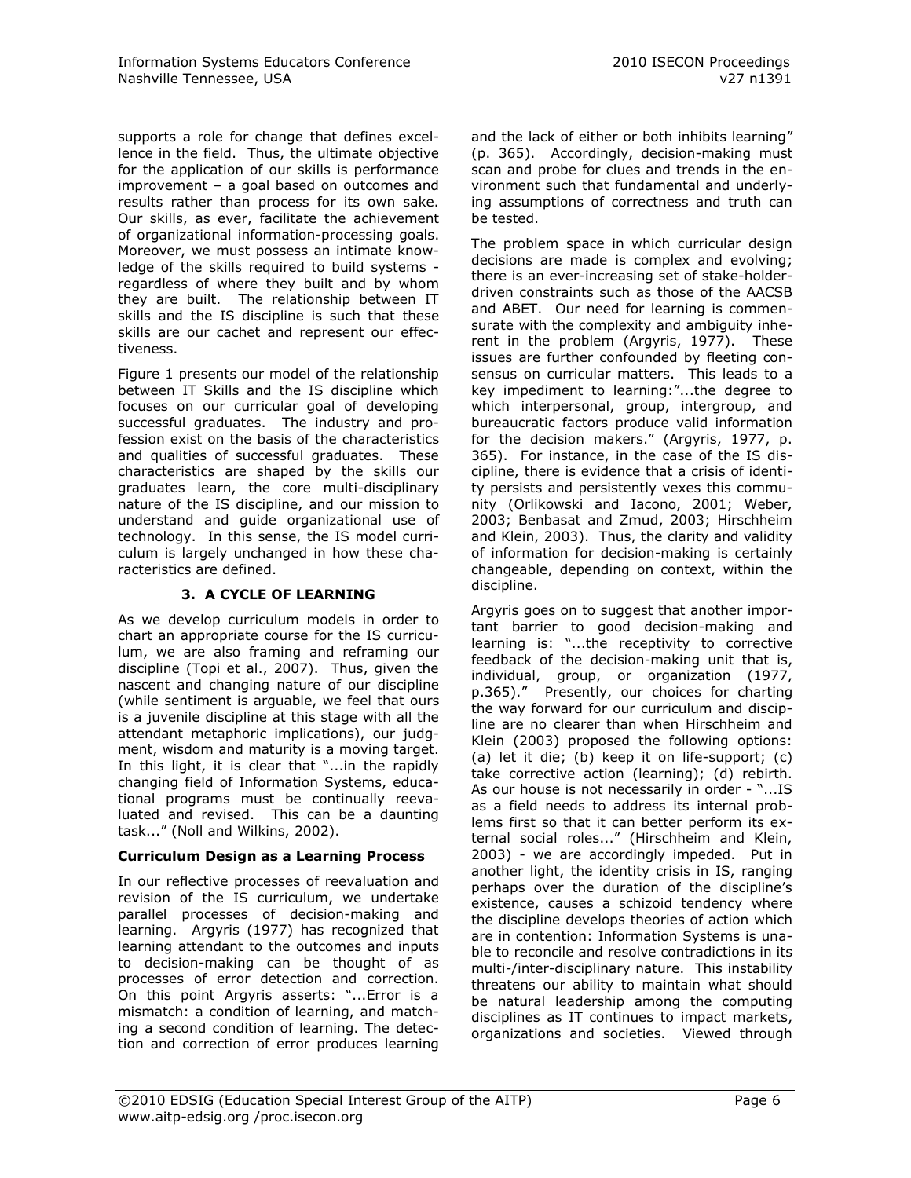supports a role for change that defines excellence in the field. Thus, the ultimate objective for the application of our skills is performance improvement – a goal based on outcomes and results rather than process for its own sake. Our skills, as ever, facilitate the achievement of organizational information-processing goals. Moreover, we must possess an intimate knowledge of the skills required to build systems - regardless of where they built and by whom they are built. The relationship between IT skills and the IS discipline is such that these skills are our cachet and represent our effectiveness.

Figure 1 presents our model of the relationship between IT Skills and the IS discipline which focuses on our curricular goal of developing successful graduates. The industry and profession exist on the basis of the characteristics and qualities of successful graduates. These characteristics are shaped by the skills our graduates learn, the core multi-disciplinary nature of the IS discipline, and our mission to understand and guide organizational use of technology. In this sense, the IS model curriculum is largely unchanged in how these characteristics are defined.

## 3. A CYCLE OF LEARNING

As we develop curriculum models in order to chart an appropriate course for the IS curriculum, we are also framing and reframing our discipline (Topi et al., 2007). Thus, given the nascent and changing nature of our discipline (while sentiment is arguable, we feel that ours is a juvenile discipline at this stage with all the attendant metaphoric implications), our judgment, wisdom and maturity is a moving target. In this light, it is clear that "...in the rapidly changing field of Information Systems, educational programs must be continually reevaluated and revised. This can be a daunting task..." (Noll and Wilkins, 2002).

### Curriculum Design as a Learning Process

In our reflective processes of reevaluation and revision of the IS curriculum, we undertake parallel processes of decision-making and learning. Argyris (1977) has recognized that learning attendant to the outcomes and inputs to decision-making can be thought of as processes of error detection and correction. On this point Argyris asserts: "...Error is a mismatch: a condition of learning, and matching a second condition of learning. The detection and correction of error produces learning and the lack of either or both inhibits learning" (p. 365). Accordingly, decision-making must scan and probe for clues and trends in the environment such that fundamental and underlying assumptions of correctness and truth can be tested.

The problem space in which curricular design decisions are made is complex and evolving; there is an ever-increasing set of stake-holder-driven constraints such as those of the AACSB and ABET. Our need for learning is commensurate with the complexity and ambiguity inherent in the problem (Argyris, 1977). These issues are further confounded by fleeting consensus on curricular matters. This leads to a key impediment to learning:"...the degree to which interpersonal, group, intergroup, and bureaucratic factors produce valid information for the decision makers." (Argyris, 1977, p. 365). For instance, in the case of the IS discipline, there is evidence that a crisis of identity persists and persistently vexes this community (Orlikowski and Iacono, 2001; Weber, 2003; Benbasat and Zmud, 2003; Hirschheim and Klein, 2003). Thus, the clarity and validity of information for decision-making is certainly changeable, depending on context, within the discipline.

Argyris goes on to suggest that another important barrier to good decision-making and learning is: "...the receptivity to corrective feedback of the decision-making unit that is, individual, group, or organization (1977, p.365)." Presently, our choices for charting the way forward for our curriculum and discipline are no clearer than when Hirschheim and Klein (2003) proposed the following options: (a) let it die; (b) keep it on life-support; (c) take corrective action (learning); (d) rebirth. As our house is not necessarily in order - "...IS as a field needs to address its internal problems first so that it can better perform its external social roles..." (Hirschheim and Klein, 2003) - we are accordingly impeded. Put in another light, the identity crisis in IS, ranging perhaps over the duration of the discipline's existence, causes a schizoid tendency where the discipline develops theories of action which are in contention: Information Systems is unable to reconcile and resolve contradictions in its multi-/inter-disciplinary nature. This instability threatens our ability to maintain what should be natural leadership among the computing disciplines as IT continues to impact markets, organizations and societies. Viewed through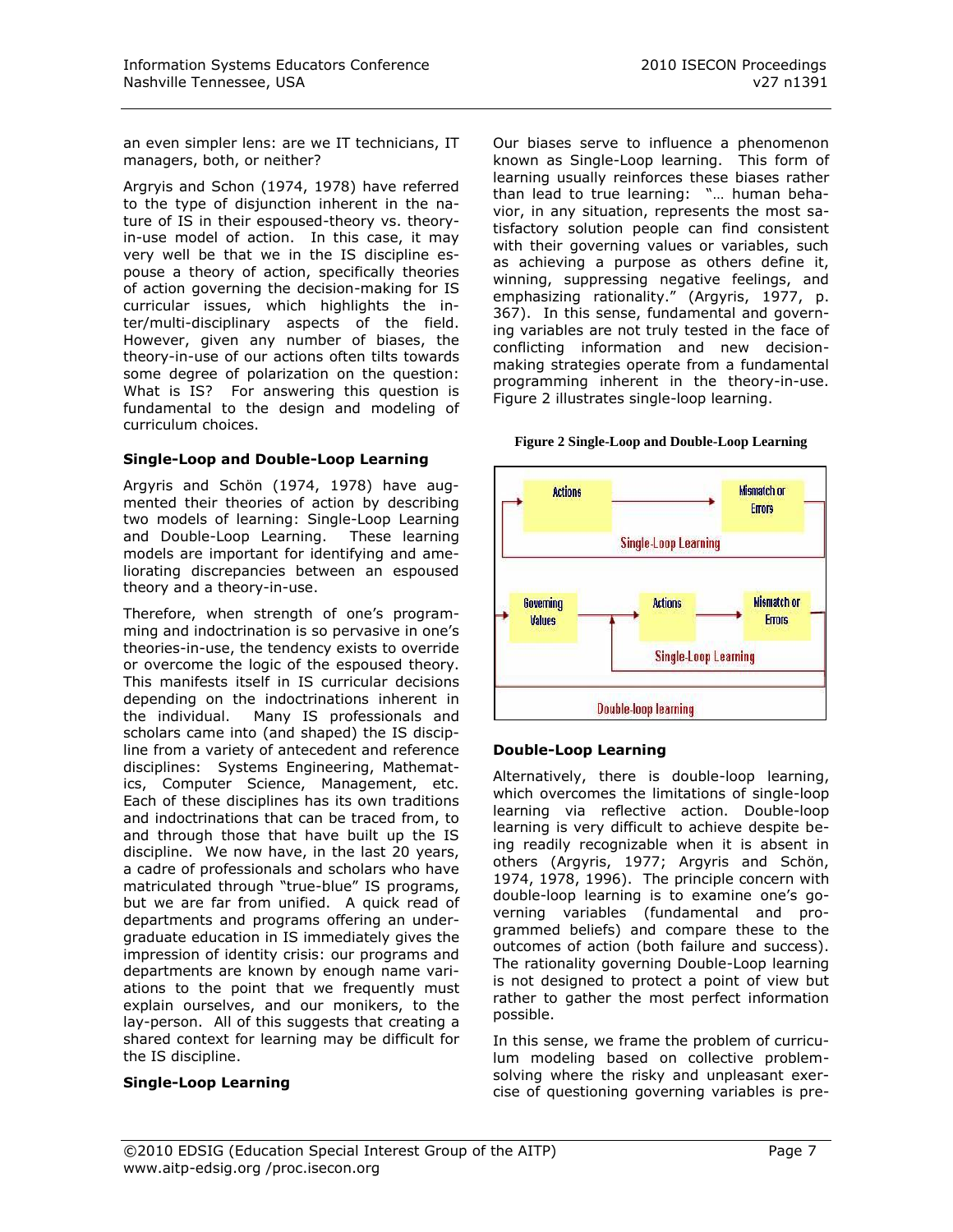an even simpler lens: are we IT technicians, IT managers, both, or neither?

Argryis and Schon (1974, 1978) have referred to the type of disjunction inherent in the nature of IS in their espoused-theory vs. theory-in-use model of action. In this case, it may very well be that we in the IS discipline espouse a theory of action, specifically theories of action governing the decision-making for IS curricular issues, which highlights the inter/multi-disciplinary aspects of the field. However, given any number of biases, the theory-in-use of our actions often tilts towards some degree of polarization on the question: What is IS? For answering this question is fundamental to the design and modeling of curriculum choices.

### Single-Loop and Double-Loop Learning

Argyris and Schön (1974, 1978) have augmented their theories of action by describing two models of learning: Single-Loop Learning and Double-Loop Learning. These learning models are important for identifying and ameliorating discrepancies between an espoused theory and a theory-in-use.

Therefore, when strength of one's programming and indoctrination is so pervasive in one's theories-in-use, the tendency exists to override or overcome the logic of the espoused theory. This manifests itself in IS curricular decisions depending on the indoctrinations inherent in the individual. Many IS professionals and scholars came into (and shaped) the IS discipline from a variety of antecedent and reference disciplines: Systems Engineering, Mathematics, Computer Science, Management, etc. Each of these disciplines has its own traditions and indoctrinations that can be traced from, to and through those that have built up the IS discipline. We now have, in the last 20 years, a cadre of professionals and scholars who have matriculated through "true-blue" IS programs, but we are far from unified. A quick read of departments and programs offering an undergraduate education in IS immediately gives the impression of identity crisis: our programs and departments are known by enough name variations to the point that we frequently must explain ourselves, and our monikers, to the lay-person. All of this suggests that creating a shared context for learning may be difficult for the IS discipline.

### Single-Loop Learning

Our biases serve to influence a phenomenon known as Single-Loop learning. This form of learning usually reinforces these biases rather than lead to true learning: "… human behavior, in any situation, represents the most satisfactory solution people can find consistent with their governing values or variables, such as achieving a purpose as others define it, winning, suppressing negative feelings, and emphasizing rationality." (Argyris, 1977, p. 367). In this sense, fundamental and governing variables are not truly tested in the face of conflicting information and new decision-making strategies operate from a fundamental programming inherent in the theory-in-use. Figure 2 illustrates single-loop learning.

**Figure 2 Single-Loop and Double-Loop Learning**

### Double-Loop Learning

Alternatively, there is double-loop learning, which overcomes the limitations of single-loop learning via reflective action. Double-loop learning is very difficult to achieve despite being readily recognizable when it is absent in others (Argyris, 1977; Argyris and Schön, 1974, 1978, 1996). The principle concern with double-loop learning is to examine one's governing variables (fundamental and programmed beliefs) and compare these to the outcomes of action (both failure and success). The rationality governing Double-Loop learning is not designed to protect a point of view but rather to gather the most perfect information possible.

In this sense, we frame the problem of curriculum modeling based on collective problem-solving where the risky and unpleasant exercise of questioning governing variables is pre-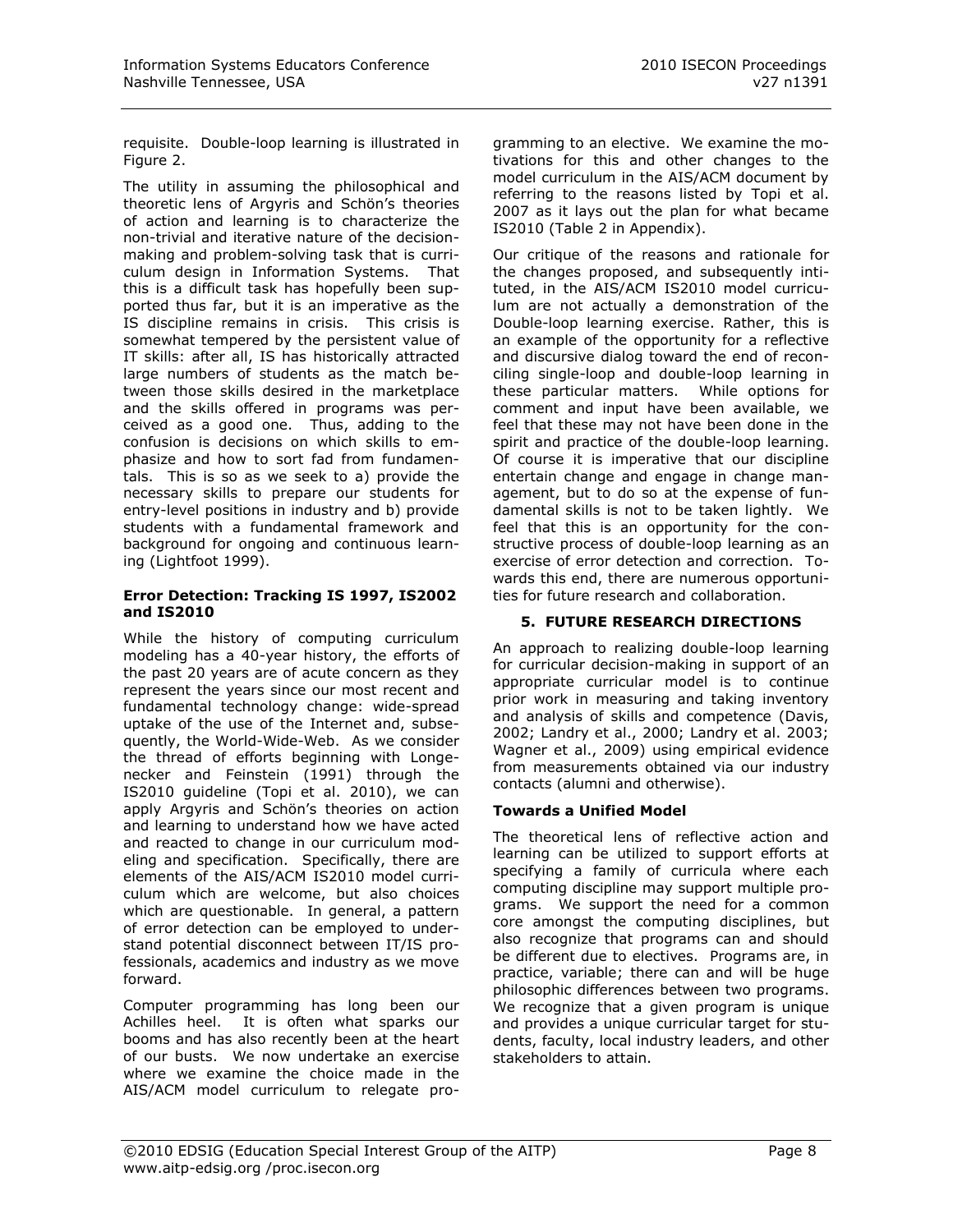requisite. Double-loop learning is illustrated in Figure 2.

The utility in assuming the philosophical and theoretic lens of Argyris and Schön's theories of action and learning is to characterize the non-trivial and iterative nature of the decision-making and problem-solving task that is curriculum design in Information Systems. That this is a difficult task has hopefully been supported thus far, but it is an imperative as the IS discipline remains in crisis. This crisis is somewhat tempered by the persistent value of IT skills: after all, IS has historically attracted large numbers of students as the match between those skills desired in the marketplace and the skills offered in programs was perceived as a good one. Thus, adding to the confusion is decisions on which skills to emphasize and how to sort fad from fundamentals. This is so as we seek to a) provide the necessary skills to prepare our students for entry-level positions in industry and b) provide students with a fundamental framework and background for ongoing and continuous learning (Lightfoot 1999).

**Error Detection: Tracking IS 1997, IS2002 and IS2010**

While the history of computing curriculum modeling has a 40-year history, the efforts of the past 20 years are of acute concern as they represent the years since our most recent and fundamental technology change: wide-spread uptake of the use of the Internet and, subsequently, the World-Wide-Web. As we consider the thread of efforts beginning with Longenecker and Feinstein (1991) through the IS2010 guideline (Topi et al. 2010), we can apply Argyris and Schön's theories on action and learning to understand how we have acted and reacted to change in our curriculum modeling and specification. Specifically, there are elements of the AIS/ACM IS2010 model curriculum which are welcome, but also choices which are questionable. In general, a pattern of error detection can be employed to understand potential disconnect between IT/IS professionals, academics and industry as we move forward.

Computer programming has long been our Achilles heel. It is often what sparks our booms and has also recently been at the heart of our busts. We now undertake an exercise where we examine the choice made in the AIS/ACM model curriculum to relegate programming to an elective. We examine the motivations for this and other changes to the model curriculum in the AIS/ACM document by referring to the reasons listed by Topi et al. 2007 as it lays out the plan for what became IS2010 (Table 2 in Appendix).

Our critique of the reasons and rationale for the changes proposed, and subsequently intituted, in the AIS/ACM IS2010 model curriculum are not actually a demonstration of the Double-loop learning exercise. Rather, this is an example of the opportunity for a reflective and discursive dialog toward the end of reconciling single-loop and double-loop learning in these particular matters. While options for comment and input have been available, we feel that these may not have been done in the spirit and practice of the double-loop learning. Of course it is imperative that our discipline entertain change and engage in change management, but to do so at the expense of fundamental skills is not to be taken lightly. We feel that this is an opportunity for the constructive process of double-loop learning as an exercise of error detection and correction. Towards this end, there are numerous opportunities for future research and collaboration.

## 5. FUTURE RESEARCH DIRECTIONS

An approach to realizing double-loop learning for curricular decision-making in support of an appropriate curricular model is to continue prior work in measuring and taking inventory and analysis of skills and competence (Davis, 2002; Landry et al., 2000; Landry et al. 2003; Wagner et al., 2009) using empirical evidence from measurements obtained via our industry contacts (alumni and otherwise).

**Towards a Unified Model**

The theoretical lens of reflective action and learning can be utilized to support efforts at specifying a family of curricula where each computing discipline may support multiple programs. We support the need for a common core amongst the computing disciplines, but also recognize that programs can and should be different due to electives. Programs are, in practice, variable; there can and will be huge philosophic differences between two programs. We recognize that a given program is unique and provides a unique curricular target for students, faculty, local industry leaders, and other stakeholders to attain.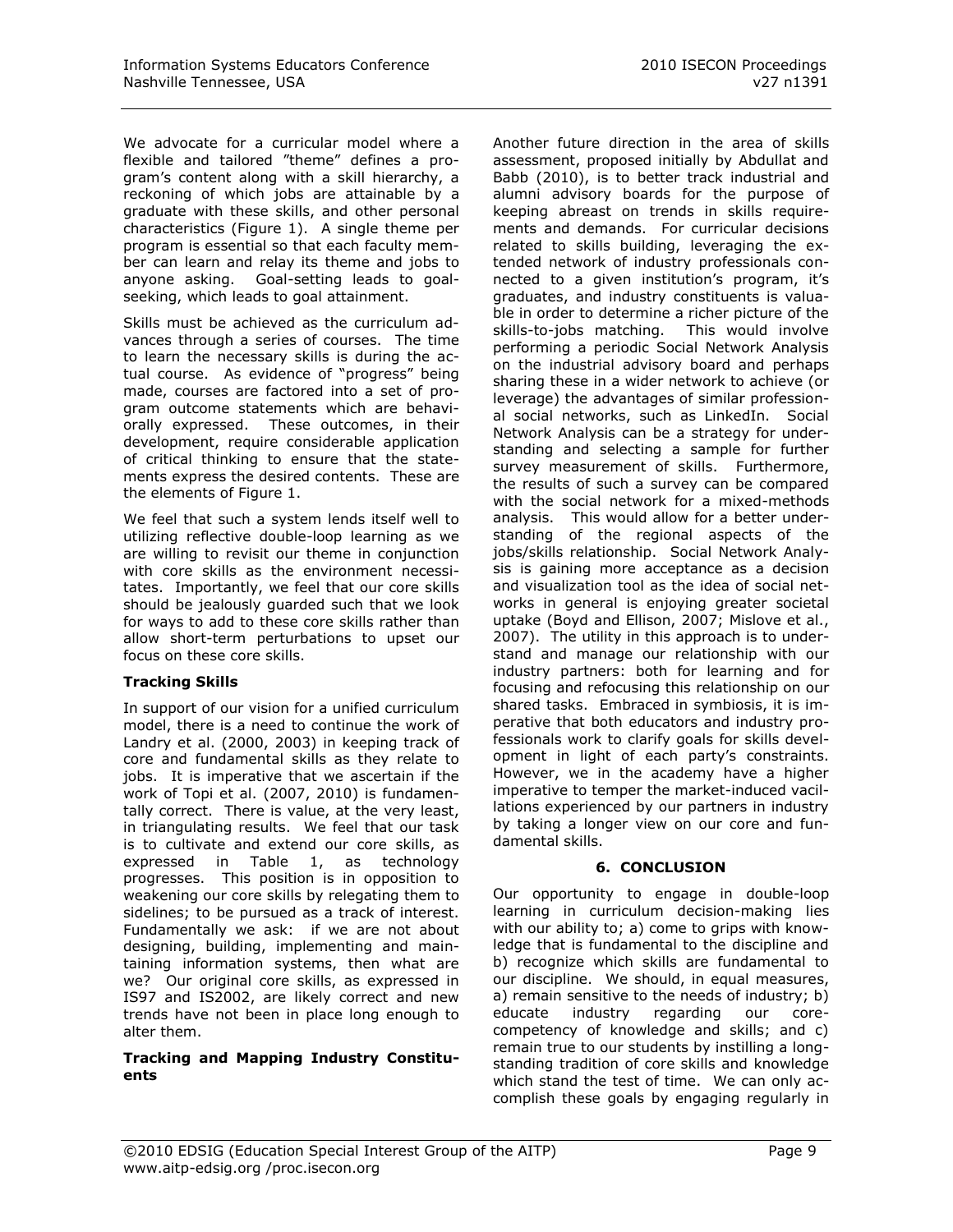We advocate for a curricular model where a flexible and tailored "theme" defines a program's content along with a skill hierarchy, a reckoning of which jobs are attainable by a graduate with these skills, and other personal characteristics (Figure 1). A single theme per program is essential so that each faculty member can learn and relay its theme and jobs to anyone asking. Goal-setting leads to goal-seeking, which leads to goal attainment.

Skills must be achieved as the curriculum advances through a series of courses. The time to learn the necessary skills is during the actual course. As evidence of "progress" being made, courses are factored into a set of program outcome statements which are behaviorally expressed. These outcomes, in their development, require considerable application of critical thinking to ensure that the statements express the desired contents. These are the elements of Figure 1.

We feel that such a system lends itself well to utilizing reflective double-loop learning as we are willing to revisit our theme in conjunction with core skills as the environment necessitates. Importantly, we feel that our core skills should be jealously guarded such that we look for ways to add to these core skills rather than allow short-term perturbations to upset our focus on these core skills.

**Tracking Skills**

In support of our vision for a unified curriculum model, there is a need to continue the work of Landry et al. (2000, 2003) in keeping track of core and fundamental skills as they relate to jobs. It is imperative that we ascertain if the work of Topi et al. (2007, 2010) is fundamentally correct. There is value, at the very least, in triangulating results. We feel that our task is to cultivate and extend our core skills, as expressed in Table 1, as technology progresses. This position is in opposition to weakening our core skills by relegating them to sidelines; to be pursued as a track of interest. Fundamentally we ask: if we are not about designing, building, implementing and maintaining information systems, then what are we? Our original core skills, as expressed in IS97 and IS2002, are likely correct and new trends have not been in place long enough to alter them.

**Tracking and Mapping Industry Constituents**

Another future direction in the area of skills assessment, proposed initially by Abdullat and Babb (2010), is to better track industrial and alumni advisory boards for the purpose of keeping abreast on trends in skills requirements and demands. For curricular decisions related to skills building, leveraging the extended network of industry professionals connected to a given institution's program, it's graduates, and industry constituents is valuable in order to determine a richer picture of the skills-to-jobs matching. This would involve performing a periodic Social Network Analysis on the industrial advisory board and perhaps sharing these in a wider network to achieve (or leverage) the advantages of similar professional social networks, such as LinkedIn. Social Network Analysis can be a strategy for understanding and selecting a sample for further survey measurement of skills. Furthermore, the results of such a survey can be compared with the social network for a mixed-methods analysis. This would allow for a better understanding of the regional aspects of the jobs/skills relationship. Social Network Analysis is gaining more acceptance as a decision and visualization tool as the idea of social networks in general is enjoying greater societal uptake (Boyd and Ellison, 2007; Mislove et al., 2007). The utility in this approach is to understand and manage our relationship with our industry partners: both for learning and for focusing and refocusing this relationship on our shared tasks. Embraced in symbiosis, it is imperative that both educators and industry professionals work to clarify goals for skills development in light of each party's constraints. However, we in the academy have a higher imperative to temper the market-induced vacillations experienced by our partners in industry by taking a longer view on our core and fundamental skills.

## 6. CONCLUSION

Our opportunity to engage in double-loop learning in curriculum decision-making lies with our ability to; a) come to grips with knowledge that is fundamental to the discipline and b) recognize which skills are fundamental to our discipline. We should, in equal measures, a) remain sensitive to the needs of industry; b) educate industry regarding our core-competency of knowledge and skills; and c) remain true to our students by instilling a long-standing tradition of core skills and knowledge which stand the test of time. We can only accomplish these goals by engaging regularly in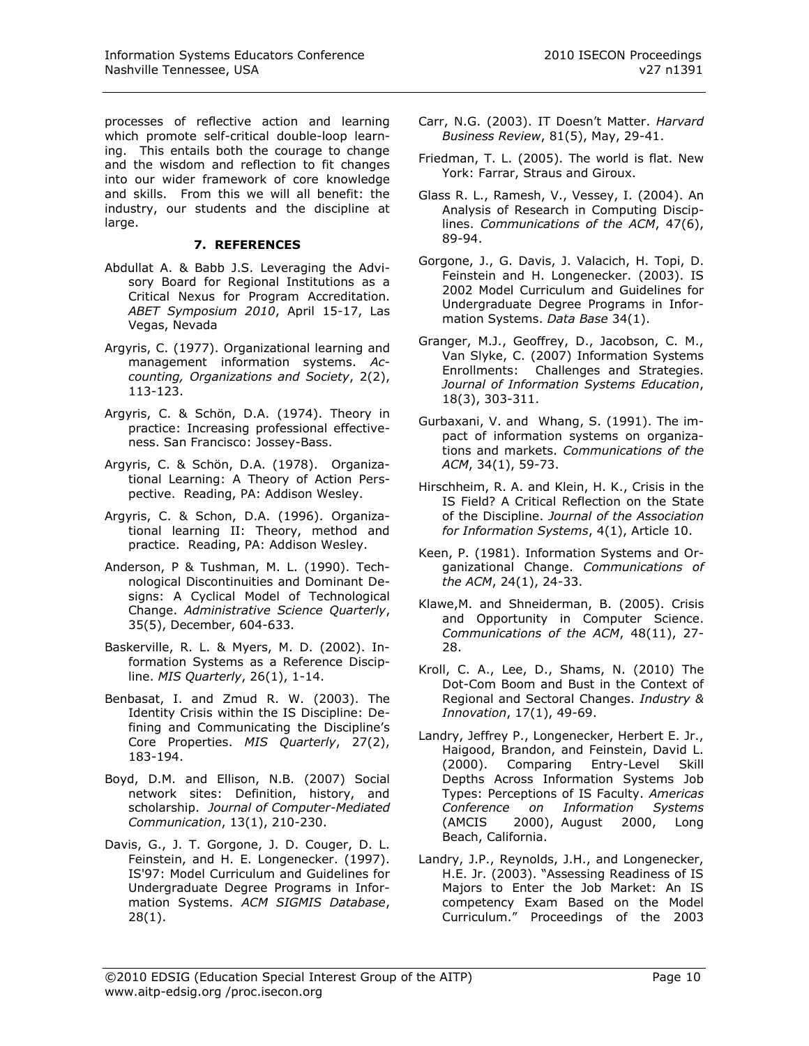processes of reflective action and learning which promote self-critical double-loop learning. This entails both the courage to change and the wisdom and reflection to fit changes into our wider framework of core knowledge and skills. From this we will all benefit: the industry, our students and the discipline at large.

## 7. REFERENCES

Abdullat A. & Babb J.S. Leveraging the Advisory Board for Regional Institutions as a Critical Nexus for Program Accreditation. *ABET Symposium 2010*, April 15-17, Las Vegas, Nevada

Argyris, C. (1977). Organizational learning and management information systems. *Accounting, Organizations and Society*, 2(2), 113-123.

Argyris, C. & Schön, D.A. (1974). Theory in practice: Increasing professional effectiveness. San Francisco: Jossey-Bass.

Argyris, C. & Schön, D.A. (1978). Organizational Learning: A Theory of Action Perspective. Reading, PA: Addison Wesley.

Argyris, C. & Schon, D.A. (1996). Organizational learning II: Theory, method and practice. Reading, PA: Addison Wesley.

Anderson, P & Tushman, M. L. (1990). Technological Discontinuities and Dominant Designs: A Cyclical Model of Technological Change. *Administrative Science Quarterly*, 35(5), December, 604-633.

Baskerville, R. L. & Myers, M. D. (2002). Information Systems as a Reference Discipline. *MIS Quarterly*, 26(1), 1-14.

Benbasat, I. and Zmud R. W. (2003). The Identity Crisis within the IS Discipline: Defining and Communicating the Discipline's Core Properties. *MIS Quarterly*, 27(2), 183-194.

Boyd, D.M. and Ellison, N.B. (2007) Social network sites: Definition, history, and scholarship. *Journal of Computer-Mediated Communication*, 13(1), 210-230.

Davis, G., J. T. Gorgone, J. D. Couger, D. L. Feinstein, and H. E. Longenecker. (1997). IS'97: Model Curriculum and Guidelines for Undergraduate Degree Programs in Information Systems. *ACM SIGMIS Database*, 28(1).

Carr, N.G. (2003). IT Doesn't Matter. *Harvard Business Review*, 81(5), May, 29-41.

Friedman, T. L. (2005). The world is flat. New York: Farrar, Straus and Giroux.

Glass R. L., Ramesh, V., Vessey, I. (2004). An Analysis of Research in Computing Disciplines. *Communications of the ACM*, 47(6), 89-94.

Gorgone, J., G. Davis, J. Valacich, H. Topi, D. Feinstein and H. Longenecker. (2003). IS 2002 Model Curriculum and Guidelines for Undergraduate Degree Programs in Information Systems. *Data Base* 34(1).

Granger, M.J., Geoffrey, D., Jacobson, C. M., Van Slyke, C. (2007) Information Systems Enrollments: Challenges and Strategies. *Journal of Information Systems Education*, 18(3), 303-311.

Gurbaxani, V. and Whang, S. (1991). The impact of information systems on organizations and markets. *Communications of the ACM*, 34(1), 59-73.

Hirschheim, R. A. and Klein, H. K., Crisis in the IS Field? A Critical Reflection on the State of the Discipline. *Journal of the Association for Information Systems*, 4(1), Article 10.

Keen, P. (1981). Information Systems and Organizational Change. *Communications of the ACM*, 24(1), 24-33.

Klawe,M. and Shneiderman, B. (2005). Crisis and Opportunity in Computer Science. *Communications of the ACM*, 48(11), 27-28.

Kroll, C. A., Lee, D., Shams, N. (2010) The Dot-Com Boom and Bust in the Context of Regional and Sectoral Changes. *Industry & Innovation*, 17(1), 49-69.

Landry, Jeffrey P., Longenecker, Herbert E. Jr., Haigood, Brandon, and Feinstein, David L. (2000). Comparing Entry-Level Skill Depths Across Information Systems Job Types: Perceptions of IS Faculty. *Americas Conference on Information Systems* (AMCIS 2000), August 2000, Long Beach, California.

Landry, J.P., Reynolds, J.H., and Longenecker, H.E. Jr. (2003). "Assessing Readiness of IS Majors to Enter the Job Market: An IS competency Exam Based on the Model Curriculum." Proceedings of the 2003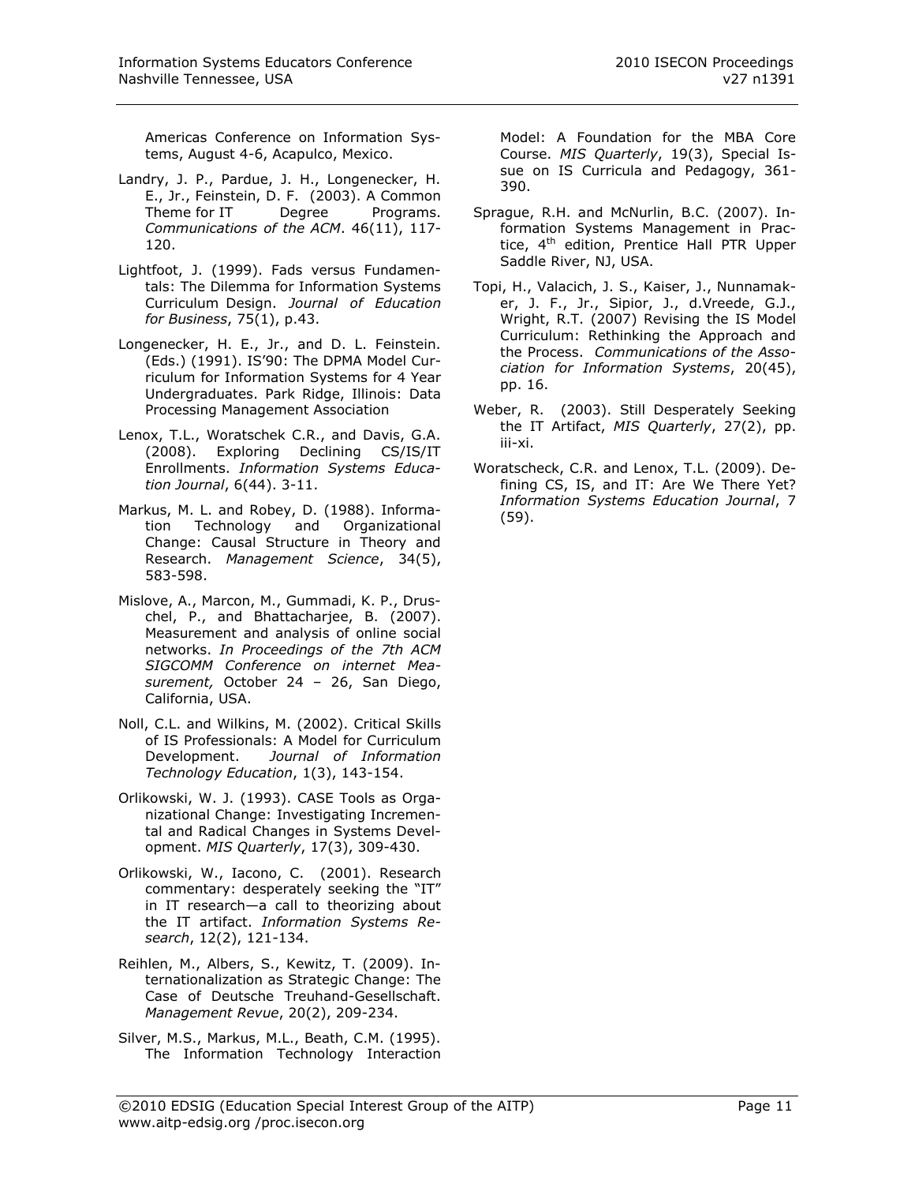Americas Conference on Information Systems, August 4-6, Acapulco, Mexico.

Landry, J. P., Pardue, J. H., Longenecker, H. E., Jr., Feinstein, D. F. (2003). A Common Theme for IT Degree Programs. *Communications of the ACM*. 46(11), 117-120.

Lightfoot, J. (1999). Fads versus Fundamentals: The Dilemma for Information Systems Curriculum Design. *Journal of Education for Business*, 75(1), p.43.

Longenecker, H. E., Jr., and D. L. Feinstein. (Eds.) (1991). IS'90: The DPMA Model Curriculum for Information Systems for 4 Year Undergraduates. Park Ridge, Illinois: Data Processing Management Association

Lenox, T.L., Woratschek C.R., and Davis, G.A. (2008). Exploring Declining CS/IS/IT Enrollments. *Information Systems Education Journal*, 6(44). 3-11.

Markus, M. L. and Robey, D. (1988). Information Technology and Organizational Change: Causal Structure in Theory and Research. *Management Science*, 34(5), 583-598.

Mislove, A., Marcon, M., Gummadi, K. P., Druschel, P., and Bhattacharjee, B. (2007). Measurement and analysis of online social networks. *In Proceedings of the 7th ACM SIGCOMM Conference on internet Measurement,* October 24 – 26, San Diego, California, USA.

Noll, C.L. and Wilkins, M. (2002). Critical Skills of IS Professionals: A Model for Curriculum Development. *Journal of Information Technology Education*, 1(3), 143-154.

Orlikowski, W. J. (1993). CASE Tools as Organizational Change: Investigating Incremental and Radical Changes in Systems Development. *MIS Quarterly*, 17(3), 309-430.

Orlikowski, W., Iacono, C. (2001). Research commentary: desperately seeking the "IT" in IT research—a call to theorizing about the IT artifact. *Information Systems Research*, 12(2), 121-134.

Reihlen, M., Albers, S., Kewitz, T. (2009). Internationalization as Strategic Change: The Case of Deutsche Treuhand-Gesellschaft. *Management Revue*, 20(2), 209-234.

Silver, M.S., Markus, M.L., Beath, C.M. (1995). The Information Technology Interaction Model: A Foundation for the MBA Core Course. *MIS Quarterly*, 19(3), Special Issue on IS Curricula and Pedagogy, 361-390.

Sprague, R.H. and McNurlin, B.C. (2007). Information Systems Management in Practice, 4th edition, Prentice Hall PTR Upper Saddle River, NJ, USA.

Topi, H., Valacich, J. S., Kaiser, J., Nunnamaker, J. F., Jr., Sipior, J., d.Vreede, G.J., Wright, R.T. (2007) Revising the IS Model Curriculum: Rethinking the Approach and the Process. *Communications of the Association for Information Systems*, 20(45), pp. 16.

Weber, R. (2003). Still Desperately Seeking the IT Artifact, *MIS Quarterly*, 27(2), pp. iii-xi.

Woratscheck, C.R. and Lenox, T.L. (2009). Defining CS, IS, and IT: Are We There Yet? *Information Systems Education Journal*, 7 (59).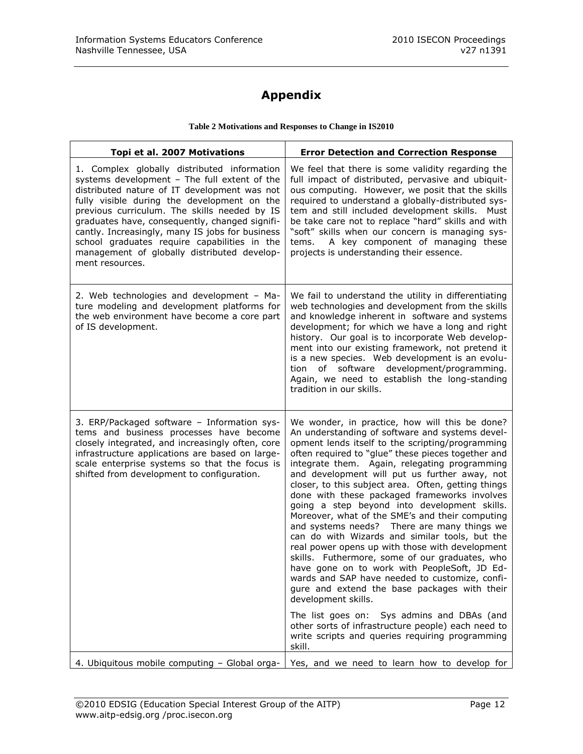# Appendix

**Table 2 Motivations and Responses to Change in IS2010**

| Topi et al. 2007 Motivations | Error Detection and Correction Response |
|---|---|
| 1. Complex globally distributed information systems development – The full extent of the distributed nature of IT development was not fully visible during the development on the previous curriculum. The skills needed by IS graduates have, consequently, changed significantly. Increasingly, many IS jobs for business school graduates require capabilities in the management of globally distributed development resources. | We feel that there is some validity regarding the full impact of distributed, pervasive and ubiquitous computing. However, we posit that the skills required to understand a globally-distributed system and still included development skills. Must be take care not to replace "hard" skills and with "soft" skills when our concern is managing systems. A key component of managing these projects is understanding their essence. |
| 2. Web technologies and development – Mature modeling and development platforms for the web environment have become a core part of IS development. | We fail to understand the utility in differentiating web technologies and development from the skills and knowledge inherent in software and systems development; for which we have a long and right history. Our goal is to incorporate Web development into our existing framework, not pretend it is a new species. Web development is an evolution of software development/programming. Again, we need to establish the long-standing tradition in our skills. |
| 3. ERP/Packaged software – Information systems and business processes have become closely integrated, and increasingly often, core infrastructure applications are based on large-scale enterprise systems so that the focus is shifted from development to configuration. | We wonder, in practice, how will this be done? An understanding of software and systems development lends itself to the scripting/programming often required to "glue" these pieces together and integrate them. Again, relegating programming and development will put us further away, not closer, to this subject area. Often, getting things done with these packaged frameworks involves going a step beyond into development skills. Moreover, what of the SME's and their computing and systems needs? There are many things we can do with Wizards and similar tools, but the real power opens up with those with development skills. Futhermore, some of our graduates, who have gone on to work with PeopleSoft, JD Edwards and SAP have needed to customize, configure and extend the base packages with their development skills.<br><br>The list goes on: Sys admins and DBAs (and other sorts of infrastructure people) each need to write scripts and queries requiring programming skill. |
| 4. Ubiquitous mobile computing – Global orga- | Yes, and we need to learn how to develop for |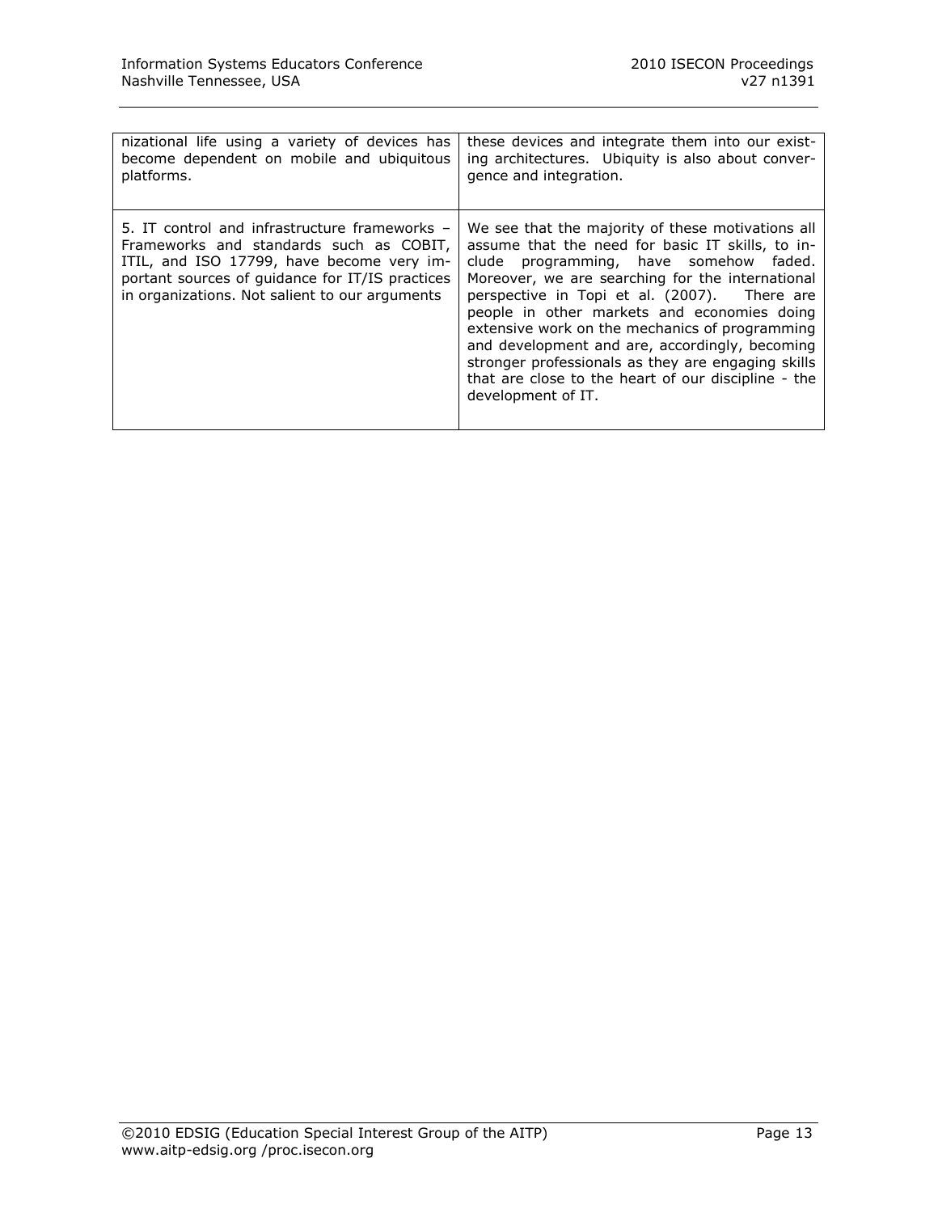| | |
|---|---|
| nizational life using a variety of devices has become dependent on mobile and ubiquitous platforms. | these devices and integrate them into our existing architectures. Ubiquity is also about convergence and integration. |
| 5. IT control and infrastructure frameworks – Frameworks and standards such as COBIT, ITIL, and ISO 17799, have become very important sources of guidance for IT/IS practices in organizations. Not salient to our arguments | We see that the majority of these motivations all assume that the need for basic IT skills, to include programming, have somehow faded. Moreover, we are searching for the international perspective in Topi et al. (2007). There are people in other markets and economies doing extensive work on the mechanics of programming and development and are, accordingly, becoming stronger professionals as they are engaging skills that are close to the heart of our discipline - the development of IT. |